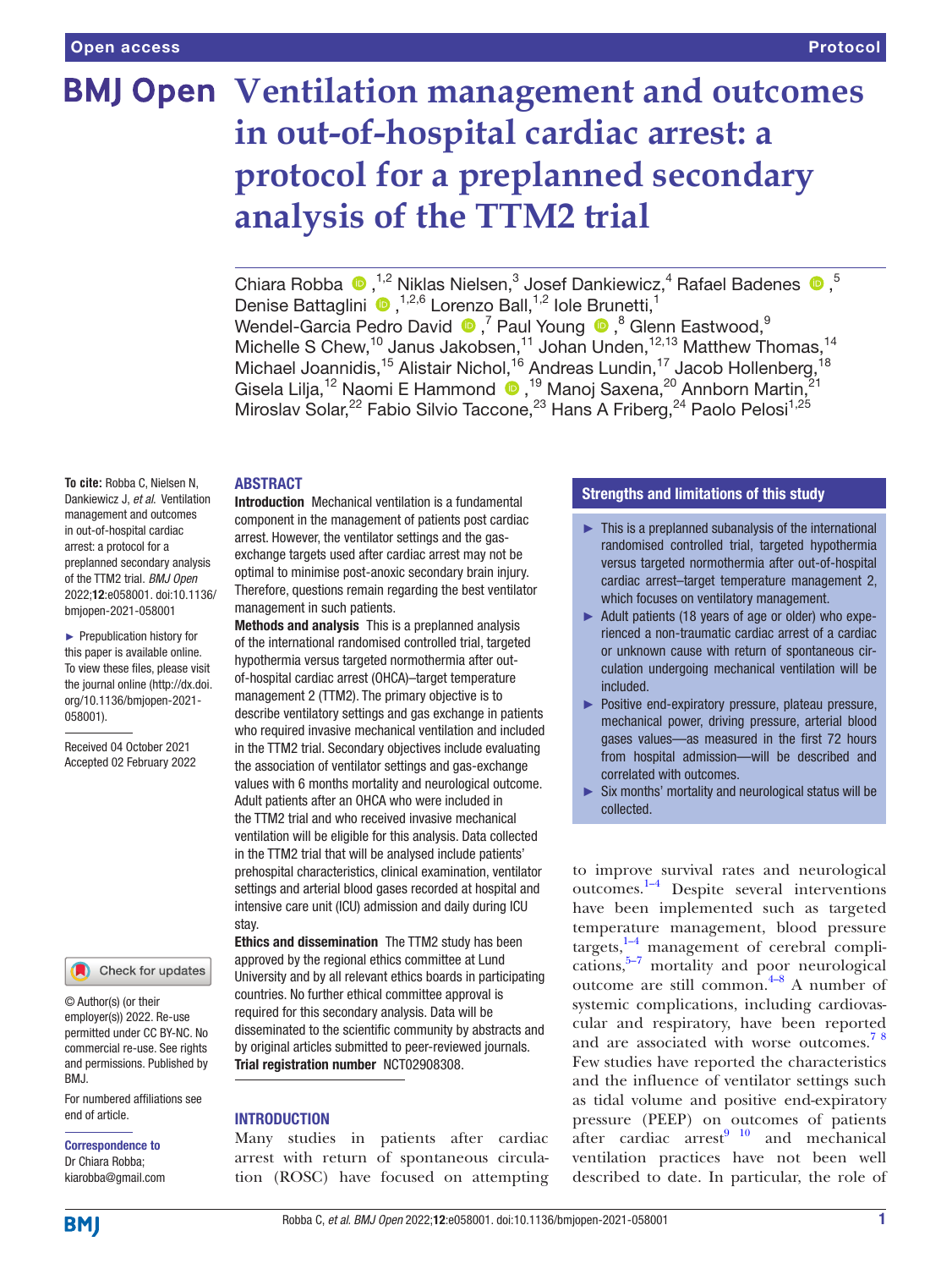Open access

Protocol

# Ventilation management and outcomes in out-of-hospital cardiac arrest: a protocol for a preplanned secondary analysis of the TTM2 trial

Chiara Robba,[1,2] Niklas Nielsen,[3] Josef Dankiewicz,[4] Rafael Badenes,[5] Denise Battaglini,[1,2,6] Lorenzo Ball,[1,2] Iole Brunetti,[1] Wendel-Garcia Pedro David,[7] Paul Young,[8] Glenn Eastwood,[9] Michelle S Chew,[10] Janus Jakobsen,[11] Johan Unden,[12,13] Matthew Thomas,[14] Michael Joannidis,[15] Alistair Nichol,[16] Andreas Lundin,[17] Jacob Hollenberg,[18] Gisela Lilja,[12] Naomi E Hammond,[19] Manoj Saxena,[20] Annborn Martin,[21] Miroslav Solar,[22] Fabio Silvio Taccone,[23] Hans A Friberg,[24] Paolo Pelosi[1,25]

**To cite:** Robba C, Nielsen N, Dankiewicz J, *et al*. Ventilation management and outcomes in out-of-hospital cardiac arrest: a protocol for a preplanned secondary analysis of the TTM2 trial. *BMJ Open* 2022;**12**:e058001. doi:10.1136/bmjopen-2021-058001

► Prepublication history for this paper is available online. To view these files, please visit the journal online (http://dx.doi.org/10.1136/bmjopen-2021-058001).

Received 04 October 2021
Accepted 02 February 2022

© Author(s) (or their employer(s)) 2022. Re-use permitted under CC BY-NC. No commercial re-use. See rights and permissions. Published by BMJ.

For numbered affiliations see end of article.

**Correspondence to**
Dr Chiara Robba;
kiarobba@gmail.com

## ABSTRACT

**Introduction** Mechanical ventilation is a fundamental component in the management of patients post cardiac arrest. However, the ventilator settings and the gas-exchange targets used after cardiac arrest may not be optimal to minimise post-anoxic secondary brain injury. Therefore, questions remain regarding the best ventilator management in such patients.

**Methods and analysis** This is a preplanned analysis of the international randomised controlled trial, targeted hypothermia versus targeted normothermia after out-of-hospital cardiac arrest (OHCA)–target temperature management 2 (TTM2). The primary objective is to describe ventilatory settings and gas exchange in patients who required invasive mechanical ventilation and included in the TTM2 trial. Secondary objectives include evaluating the association of ventilator settings and gas-exchange values with 6 months mortality and neurological outcome. Adult patients after an OHCA who were included in the TTM2 trial and who received invasive mechanical ventilation will be eligible for this analysis. Data collected in the TTM2 trial that will be analysed include patients' prehospital characteristics, clinical examination, ventilator settings and arterial blood gases recorded at hospital and intensive care unit (ICU) admission and daily during ICU stay.

**Ethics and dissemination** The TTM2 study has been approved by the regional ethics committee at Lund University and by all relevant ethics boards in participating countries. No further ethical committee approval is required for this secondary analysis. Data will be disseminated to the scientific community by abstracts and by original articles submitted to peer-reviewed journals.

**Trial registration number** NCT02908308.

### Strengths and limitations of this study

- ► This is a preplanned subanalysis of the international randomised controlled trial, targeted hypothermia versus targeted normothermia after out-of-hospital cardiac arrest–target temperature management 2, which focuses on ventilatory management.
- ► Adult patients (18 years of age or older) who experienced a non-traumatic cardiac arrest of a cardiac or unknown cause with return of spontaneous circulation undergoing mechanical ventilation will be included.
- ► Positive end-expiratory pressure, plateau pressure, mechanical power, driving pressure, arterial blood gases values—as measured in the first 72 hours from hospital admission—will be described and correlated with outcomes.
- ► Six months' mortality and neurological status will be collected.

## INTRODUCTION

Many studies in patients after cardiac arrest with return of spontaneous circulation (ROSC) have focused on attempting to improve survival rates and neurological outcomes.[1–4] Despite several interventions have been implemented such as targeted temperature management, blood pressure targets,[1–4] management of cerebral complications,[5–7] mortality and poor neurological outcome are still common.[4–8] A number of systemic complications, including cardiovascular and respiratory, have been reported and are associated with worse outcomes.[7,8] Few studies have reported the characteristics and the influence of ventilator settings such as tidal volume and positive end-expiratory pressure (PEEP) on outcomes of patients after cardiac arrest[9,10] and mechanical ventilation practices have not been well described to date. In particular, the role of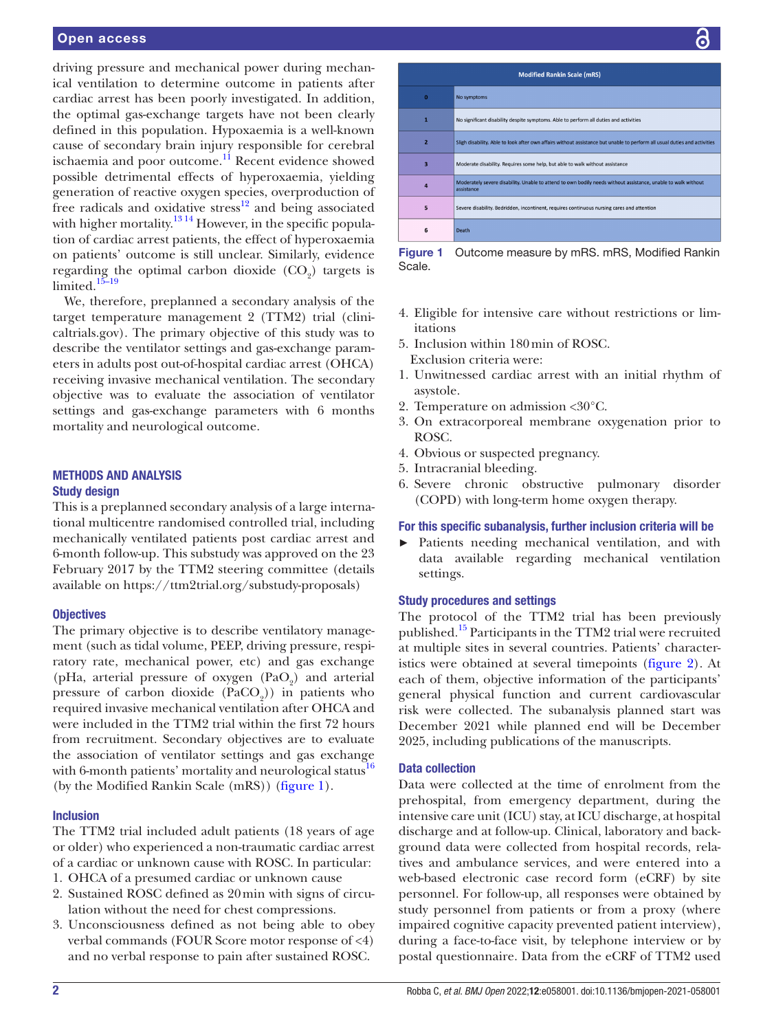driving pressure and mechanical power during mechanical ventilation to determine outcome in patients after cardiac arrest has been poorly investigated. In addition, the optimal gas-exchange targets have not been clearly defined in this population. Hypoxaemia is a well-known cause of secondary brain injury responsible for cerebral ischaemia and poor outcome.[11] Recent evidence showed possible detrimental effects of hyperoxaemia, yielding generation of reactive oxygen species, overproduction of free radicals and oxidative stress[12] and being associated with higher mortality.[13 14] However, in the specific population of cardiac arrest patients, the effect of hyperoxaemia on patients' outcome is still unclear. Similarly, evidence regarding the optimal carbon dioxide ($CO_2$) targets is limited.[15–19]

We, therefore, preplanned a secondary analysis of the target temperature management 2 (TTM2) trial (clinicaltrials.gov). The primary objective of this study was to describe the ventilator settings and gas-exchange parameters in adults post out-of-hospital cardiac arrest (OHCA) receiving invasive mechanical ventilation. The secondary objective was to evaluate the association of ventilator settings and gas-exchange parameters with 6 months mortality and neurological outcome.

## METHODS AND ANALYSIS

### Study design

This is a preplanned secondary analysis of a large international multicentre randomised controlled trial, including mechanically ventilated patients post cardiac arrest and 6-month follow-up. This substudy was approved on the 23 February 2017 by the TTM2 steering committee (details available on https://ttm2trial.org/substudy-proposals)

### Objectives

The primary objective is to describe ventilatory management (such as tidal volume, PEEP, driving pressure, respiratory rate, mechanical power, etc) and gas exchange (pHa, arterial pressure of oxygen ($PaO_2$) and arterial pressure of carbon dioxide ($PaCO_2$)) in patients who required invasive mechanical ventilation after OHCA and were included in the TTM2 trial within the first 72 hours from recruitment. Secondary objectives are to evaluate the association of ventilator settings and gas exchange with 6-month patients' mortality and neurological status[16] (by the Modified Rankin Scale (mRS)) (figure 1).

### Inclusion

The TTM2 trial included adult patients (18 years of age or older) who experienced a non-traumatic cardiac arrest of a cardiac or unknown cause with ROSC. In particular:

1. OHCA of a presumed cardiac or unknown cause
2. Sustained ROSC defined as 20 min with signs of circulation without the need for chest compressions.
3. Unconsciousness defined as not being able to obey verbal commands (FOUR Score motor response of <4) and no verbal response to pain after sustained ROSC.
4. Eligible for intensive care without restrictions or limitations
5. Inclusion within 180 min of ROSC.

Exclusion criteria were:

1. Unwitnessed cardiac arrest with an initial rhythm of asystole.
2. Temperature on admission <30°C.
3. On extracorporeal membrane oxygenation prior to ROSC.
4. Obvious or suspected pregnancy.
5. Intracranial bleeding.
6. Severe chronic obstructive pulmonary disorder (COPD) with long-term home oxygen therapy.

| Modified Rankin Scale (mRS) | |
|---|---|
| 0 | No symptoms |
| 1 | No significant disability despite symptoms. Able to perform all duties and activities |
| 2 | Sligh disability. Able to look after own affairs without assistance but unable to perform all usual duties and activities |
| 3 | Moderate disability. Requires some help, but able to walk without assistance |
| 4 | Moderately severe disability. Unable to attend to own bodily needs without assistance, unable to walk without assistance |
| 5 | Severe disability. Bedridden, incontinent, requires continuous nursing cares and attention |
| 6 | Death |

**Figure 1** Outcome measure by mRS. mRS, Modified Rankin Scale.

### For this specific subanalysis, further inclusion criteria will be

- Patients needing mechanical ventilation, and with data available regarding mechanical ventilation settings.

### Study procedures and settings

The protocol of the TTM2 trial has been previously published.[15] Participants in the TTM2 trial were recruited at multiple sites in several countries. Patients' characteristics were obtained at several timepoints (figure 2). At each of them, objective information of the participants' general physical function and current cardiovascular risk were collected. The subanalysis planned start was December 2021 while planned end will be December 2025, including publications of the manuscripts.

### Data collection

Data were collected at the time of enrolment from the prehospital, from emergency department, during the intensive care unit (ICU) stay, at ICU discharge, at hospital discharge and at follow-up. Clinical, laboratory and background data were collected from hospital records, relatives and ambulance services, and were entered into a web-based electronic case record form (eCRF) by site personnel. For follow-up, all responses were obtained by study personnel from patients or from a proxy (where impaired cognitive capacity prevented patient interview), during a face-to-face visit, by telephone interview or by postal questionnaire. Data from the eCRF of TTM2 used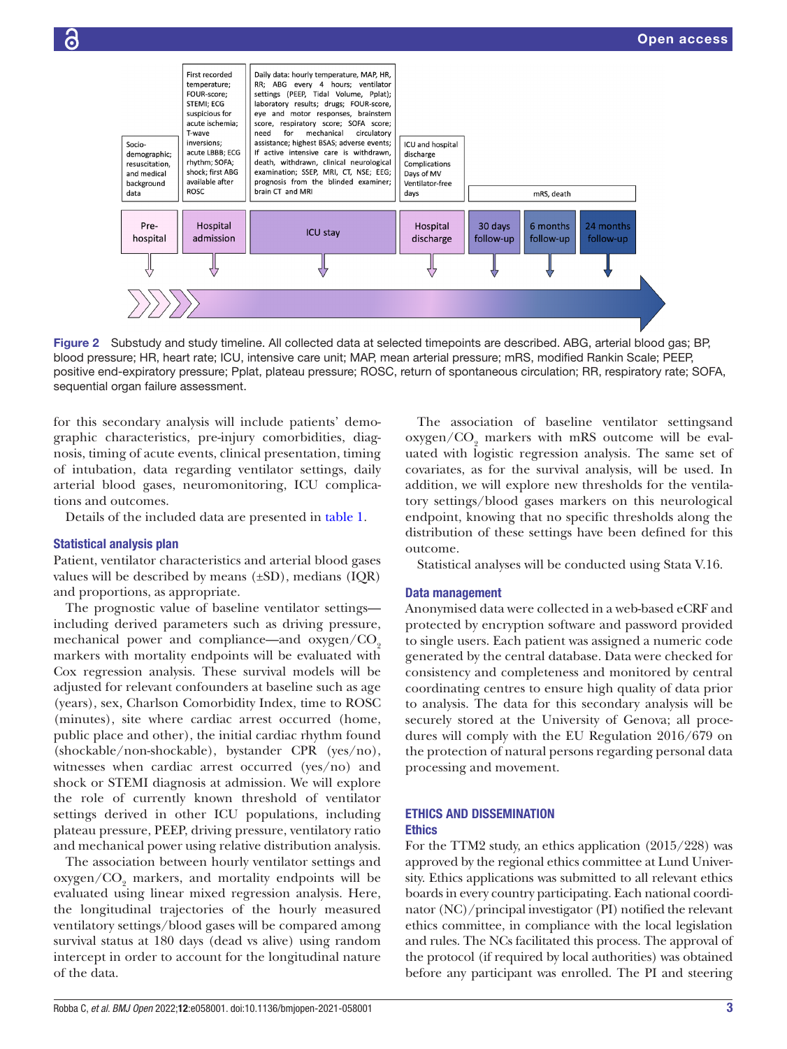| Pre-hospital | Hospital admission | ICU stay | Hospital discharge | 30 days follow-up | 6 months follow-up | 24 months follow-up |
|---|---|---|---|---|---|---|
| Socio-demographic; resuscitation, and medical background data | First recorded temperature; FOUR-score; STEMI; ECG suspicious for acute ischemia; T-wave inversions; acute LBBB; ECG rhythm; SOFA; shock; first ABG available after ROSC | Daily data: hourly temperature, MAP, HR, RR; ABG every 4 hours; ventilator settings (PEEP, Tidal Volume, Pplat); laboratory results; drugs; FOUR-score, eye and motor responses, brainstem score, respiratory score; SOFA score; need for mechanical circulatory assistance; highest BSAS; adverse events; If active intensive care is withdrawn, death, withdrawn, clinical neurological examination; SSEP, MRI, CT, NSE; EEG; prognosis from the blinded examiner; brain CT and MRI | ICU and hospital discharge Complications Days of MV Ventilator-free days | mRS, death | | |

Figure 2 Substudy and study timeline. All collected data at selected timepoints are described. ABG, arterial blood gas; BP, blood pressure; HR, heart rate; ICU, intensive care unit; MAP, mean arterial pressure; mRS, modified Rankin Scale; PEEP, positive end-expiratory pressure; Pplat, plateau pressure; ROSC, return of spontaneous circulation; RR, respiratory rate; SOFA, sequential organ failure assessment.

for this secondary analysis will include patients' demographic characteristics, pre-injury comorbidities, diagnosis, timing of acute events, clinical presentation, timing of intubation, data regarding ventilator settings, daily arterial blood gases, neuromonitoring, ICU complications and outcomes.

Details of the included data are presented in table 1.

### Statistical analysis plan

Patient, ventilator characteristics and arterial blood gases values will be described by means (±SD), medians (IQR) and proportions, as appropriate.

The prognostic value of baseline ventilator settings—including derived parameters such as driving pressure, mechanical power and compliance—and oxygen/$CO_2$ markers with mortality endpoints will be evaluated with Cox regression analysis. These survival models will be adjusted for relevant confounders at baseline such as age (years), sex, Charlson Comorbidity Index, time to ROSC (minutes), site where cardiac arrest occurred (home, public place and other), the initial cardiac rhythm found (shockable/non-shockable), bystander CPR (yes/no), witnesses when cardiac arrest occurred (yes/no) and shock or STEMI diagnosis at admission. We will explore the role of currently known threshold of ventilator settings derived in other ICU populations, including plateau pressure, PEEP, driving pressure, ventilatory ratio and mechanical power using relative distribution analysis.

The association between hourly ventilator settings and oxygen/$CO_2$ markers, and mortality endpoints will be evaluated using linear mixed regression analysis. Here, the longitudinal trajectories of the hourly measured ventilatory settings/blood gases will be compared among survival status at 180 days (dead vs alive) using random intercept in order to account for the longitudinal nature of the data.

The association of baseline ventilator settingsand oxygen/$CO_2$ markers with mRS outcome will be evaluated with logistic regression analysis. The same set of covariates, as for the survival analysis, will be used. In addition, we will explore new thresholds for the ventilatory settings/blood gases markers on this neurological endpoint, knowing that no specific thresholds along the distribution of these settings have been defined for this outcome.

Statistical analyses will be conducted using Stata V.16.

### Data management

Anonymised data were collected in a web-based eCRF and protected by encryption software and password provided to single users. Each patient was assigned a numeric code generated by the central database. Data were checked for consistency and completeness and monitored by central coordinating centres to ensure high quality of data prior to analysis. The data for this secondary analysis will be securely stored at the University of Genova; all procedures will comply with the EU Regulation 2016/679 on the protection of natural persons regarding personal data processing and movement.

## ETHICS AND DISSEMINATION

### Ethics

For the TTM2 study, an ethics application (2015/228) was approved by the regional ethics committee at Lund University. Ethics applications was submitted to all relevant ethics boards in every country participating. Each national coordinator (NC)/principal investigator (PI) notified the relevant ethics committee, in compliance with the local legislation and rules. The NCs facilitated this process. The approval of the protocol (if required by local authorities) was obtained before any participant was enrolled. The PI and steering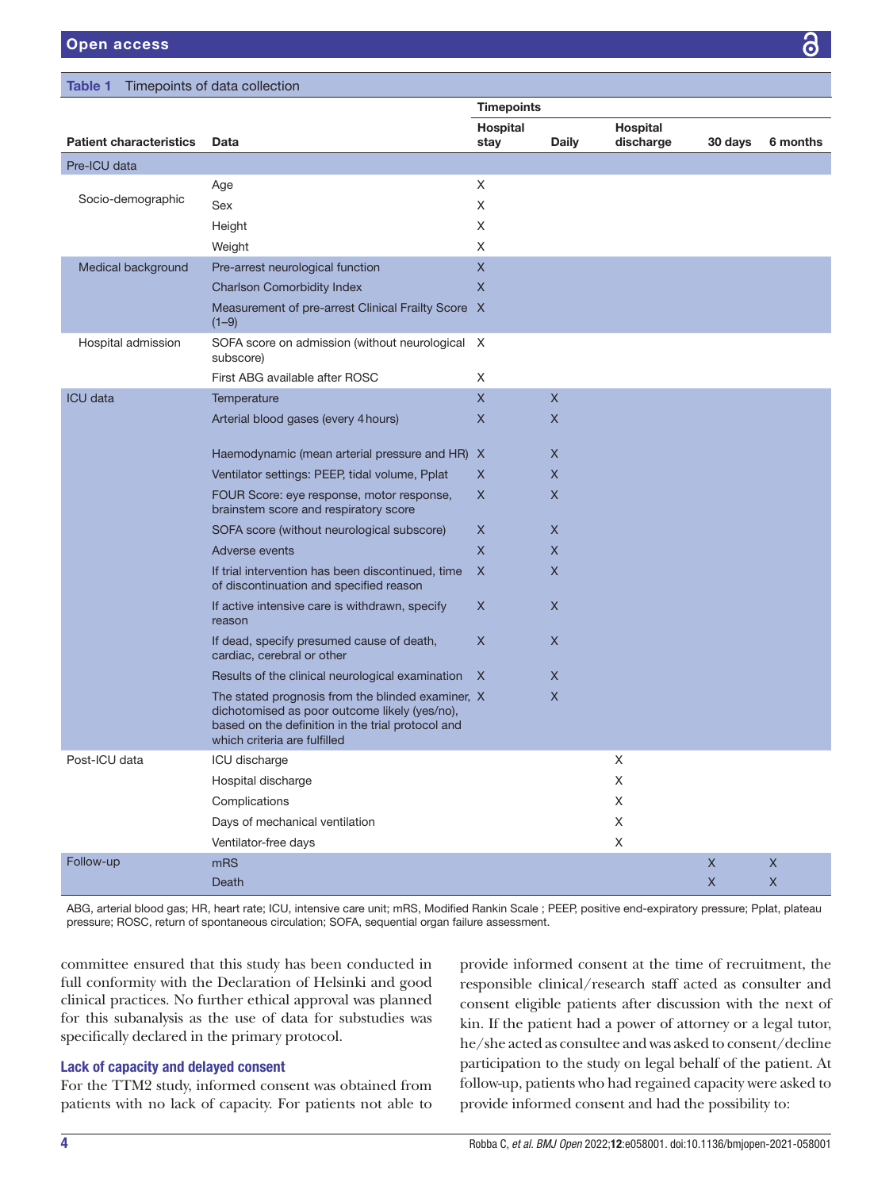**Table 1** Timepoints of data collection

| Patient characteristics | Data | Timepoints | | | | |
|---|---|---|---|---|---|---|
| | | Hospital stay | Daily | Hospital discharge | 30 days | 6 months |
| Pre-ICU data | | | | | | |
| Socio-demographic | Age | X | | | | |
| | Sex | X | | | | |
| | Height | X | | | | |
| | Weight | X | | | | |
| Medical background | Pre-arrest neurological function | X | | | | |
| | Charlson Comorbidity Index | X | | | | |
| | Measurement of pre-arrest Clinical Frailty Score (1–9) | X | | | | |
| Hospital admission | SOFA score on admission (without neurological subscore) | X | | | | |
| | First ABG available after ROSC | X | | | | |
| ICU data | Temperature | X | X | | | |
| | Arterial blood gases (every 4 hours) | X | X | | | |
| | Haemodynamic (mean arterial pressure and HR) | X | X | | | |
| | Ventilator settings: PEEP, tidal volume, Pplat | X | X | | | |
| | FOUR Score: eye response, motor response, brainstem score and respiratory score | X | X | | | |
| | SOFA score (without neurological subscore) | X | X | | | |
| | Adverse events | X | X | | | |
| | If trial intervention has been discontinued, time of discontinuation and specified reason | X | X | | | |
| | If active intensive care is withdrawn, specify reason | X | X | | | |
| | If dead, specify presumed cause of death, cardiac, cerebral or other | X | X | | | |
| | Results of the clinical neurological examination | X | X | | | |
| | The stated prognosis from the blinded examiner, dichotomised as poor outcome likely (yes/no), based on the definition in the trial protocol and which criteria are fulfilled | X | X | | | |
| Post-ICU data | ICU discharge | | | X | | |
| | Hospital discharge | | | X | | |
| | Complications | | | X | | |
| | Days of mechanical ventilation | | | X | | |
| | Ventilator-free days | | | X | | |
| Follow-up | mRS | | | | X | X |
| | Death | | | | X | X |

ABG, arterial blood gas; HR, heart rate; ICU, intensive care unit; mRS, Modified Rankin Scale ; PEEP, positive end-expiratory pressure; Pplat, plateau pressure; ROSC, return of spontaneous circulation; SOFA, sequential organ failure assessment.

committee ensured that this study has been conducted in full conformity with the Declaration of Helsinki and good clinical practices. No further ethical approval was planned for this subanalysis as the use of data for substudies was specifically declared in the primary protocol.

### Lack of capacity and delayed consent

For the TTM2 study, informed consent was obtained from patients with no lack of capacity. For patients not able to provide informed consent at the time of recruitment, the responsible clinical/research staff acted as consulter and consent eligible patients after discussion with the next of kin. If the patient had a power of attorney or a legal tutor, he/she acted as consultee and was asked to consent/decline participation to the study on legal behalf of the patient. At follow-up, patients who had regained capacity were asked to provide informed consent and had the possibility to: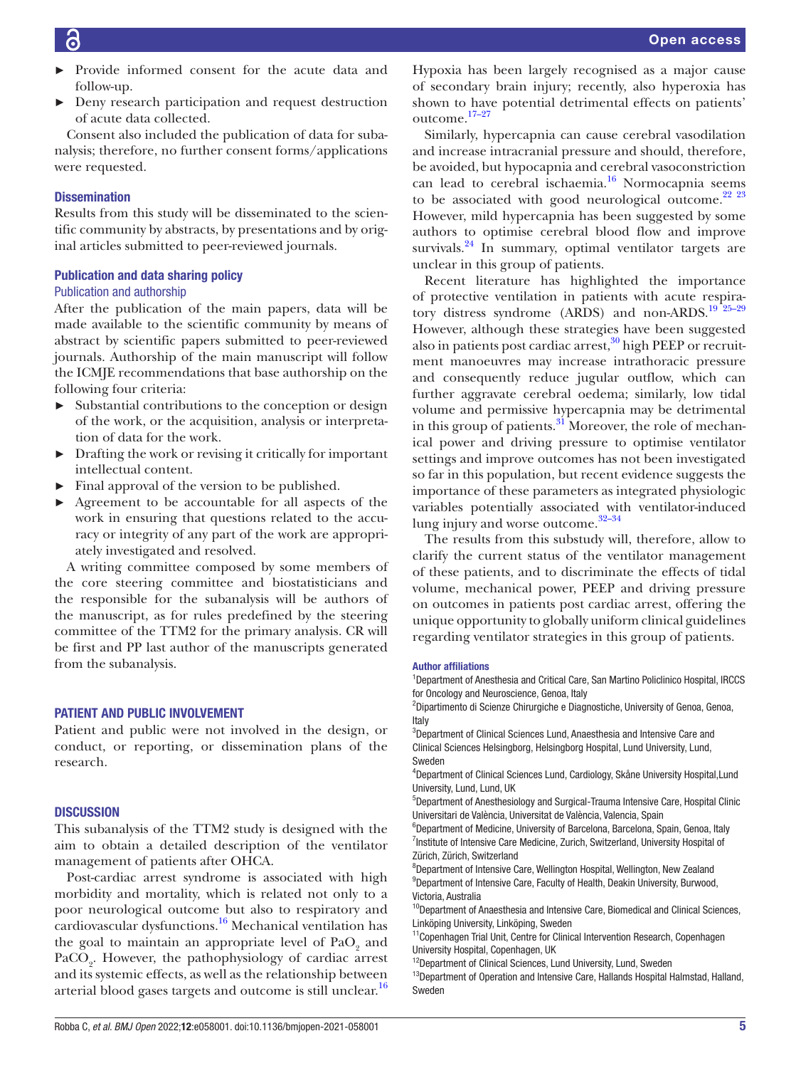- Provide informed consent for the acute data and follow-up.
- Deny research participation and request destruction of acute data collected.

Consent also included the publication of data for subanalysis; therefore, no further consent forms/applications were requested.

### Dissemination

Results from this study will be disseminated to the scientific community by abstracts, by presentations and by original articles submitted to peer-reviewed journals.

### Publication and data sharing policy

#### Publication and authorship

After the publication of the main papers, data will be made available to the scientific community by means of abstract by scientific papers submitted to peer-reviewed journals. Authorship of the main manuscript will follow the ICMJE recommendations that base authorship on the following four criteria:

- Substantial contributions to the conception or design of the work, or the acquisition, analysis or interpretation of data for the work.
- Drafting the work or revising it critically for important intellectual content.
- Final approval of the version to be published.
- Agreement to be accountable for all aspects of the work in ensuring that questions related to the accuracy or integrity of any part of the work are appropriately investigated and resolved.

A writing committee composed by some members of the core steering committee and biostatisticians and the responsible for the subanalysis will be authors of the manuscript, as for rules predefined by the steering committee of the TTM2 for the primary analysis. CR will be first and PP last author of the manuscripts generated from the subanalysis.

## PATIENT AND PUBLIC INVOLVEMENT

Patient and public were not involved in the design, or conduct, or reporting, or dissemination plans of the research.

## DISCUSSION

This subanalysis of the TTM2 study is designed with the aim to obtain a detailed description of the ventilator management of patients after OHCA.

Post-cardiac arrest syndrome is associated with high morbidity and mortality, which is related not only to a poor neurological outcome but also to respiratory and cardiovascular dysfunctions.[16] Mechanical ventilation has the goal to maintain an appropriate level of $PaO_2$ and $PaCO_2$. However, the pathophysiology of cardiac arrest and its systemic effects, as well as the relationship between arterial blood gases targets and outcome is still unclear.[16] Hypoxia has been largely recognised as a major cause of secondary brain injury; recently, also hyperoxia has shown to have potential detrimental effects on patients' outcome.[17–27]

Similarly, hypercapnia can cause cerebral vasodilation and increase intracranial pressure and should, therefore, be avoided, but hypocapnia and cerebral vasoconstriction can lead to cerebral ischaemia.[16] Normocapnia seems to be associated with good neurological outcome.[22 23] However, mild hypercapnia has been suggested by some authors to optimise cerebral blood flow and improve survivals.[24] In summary, optimal ventilator targets are unclear in this group of patients.

Recent literature has highlighted the importance of protective ventilation in patients with acute respiratory distress syndrome (ARDS) and non-ARDS.[19 25–29] However, although these strategies have been suggested also in patients post cardiac arrest,[30] high PEEP or recruitment manoeuvres may increase intrathoracic pressure and consequently reduce jugular outflow, which can further aggravate cerebral oedema; similarly, low tidal volume and permissive hypercapnia may be detrimental in this group of patients.[31] Moreover, the role of mechanical power and driving pressure to optimise ventilator settings and improve outcomes has not been investigated so far in this population, but recent evidence suggests the importance of these parameters as integrated physiologic variables potentially associated with ventilator-induced lung injury and worse outcome.[32–34]

The results from this substudy will, therefore, allow to clarify the current status of the ventilator management of these patients, and to discriminate the effects of tidal volume, mechanical power, PEEP and driving pressure on outcomes in patients post cardiac arrest, offering the unique opportunity to globally uniform clinical guidelines regarding ventilator strategies in this group of patients.

#### Author affiliations

[1]Department of Anesthesia and Critical Care, San Martino Policlinico Hospital, IRCCS for Oncology and Neuroscience, Genoa, Italy
[2]Dipartimento di Scienze Chirurgiche e Diagnostiche, University of Genoa, Genoa, Italy
[3]Department of Clinical Sciences Lund, Anaesthesia and Intensive Care and Clinical Sciences Helsingborg, Helsingborg Hospital, Lund University, Lund, Sweden
[4]Department of Clinical Sciences Lund, Cardiology, Skåne University Hospital,Lund University, Lund, Lund, UK
[5]Department of Anesthesiology and Surgical-Trauma Intensive Care, Hospital Clinic Universitari de València, Universitat de València, Valencia, Spain
[6]Department of Medicine, University of Barcelona, Barcelona, Spain, Genoa, Italy
[7]Institute of Intensive Care Medicine, Zurich, Switzerland, University Hospital of Zürich, Zürich, Switzerland
[8]Department of Intensive Care, Wellington Hospital, Wellington, New Zealand
[9]Department of Intensive Care, Faculty of Health, Deakin University, Burwood, Victoria, Australia
[10]Department of Anaesthesia and Intensive Care, Biomedical and Clinical Sciences, Linköping University, Linköping, Sweden
[11]Copenhagen Trial Unit, Centre for Clinical Intervention Research, Copenhagen University Hospital, Copenhagen, UK
[12]Department of Clinical Sciences, Lund University, Lund, Sweden
[13]Department of Operation and Intensive Care, Hallands Hospital Halmstad, Halland, Sweden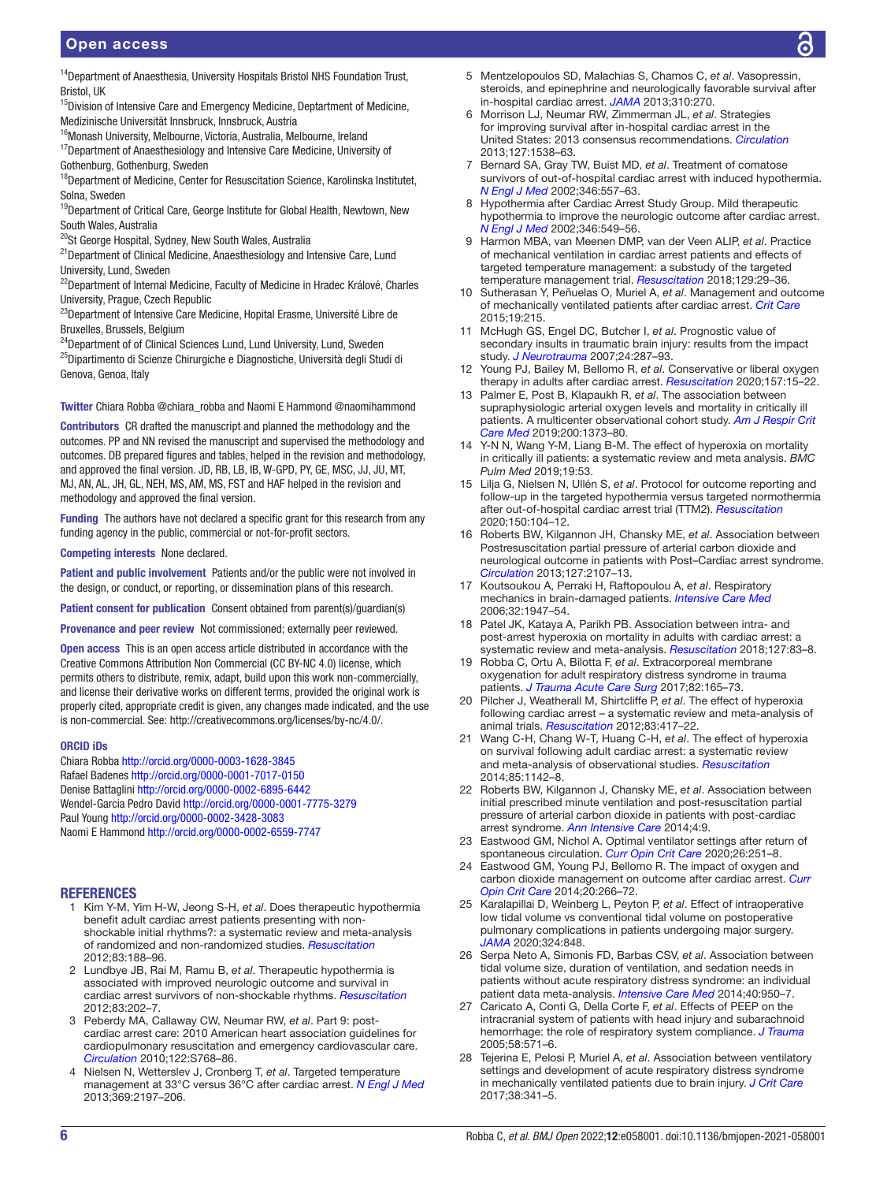[14]Department of Anaesthesia, University Hospitals Bristol NHS Foundation Trust, Bristol, UK
[15]Division of Intensive Care and Emergency Medicine, Deptartment of Medicine, Medizinische Universität Innsbruck, Innsbruck, Austria
[16]Monash University, Melbourne, Victoria, Australia, Melbourne, Ireland
[17]Department of Anaesthesiology and Intensive Care Medicine, University of Gothenburg, Gothenburg, Sweden
[18]Department of Medicine, Center for Resuscitation Science, Karolinska Institutet, Solna, Sweden
[19]Department of Critical Care, George Institute for Global Health, Newtown, New South Wales, Australia
[20]St George Hospital, Sydney, New South Wales, Australia
[21]Department of Clinical Medicine, Anaesthesiology and Intensive Care, Lund University, Lund, Sweden
[22]Department of Internal Medicine, Faculty of Medicine in Hradec Králové, Charles University, Prague, Czech Republic
[23]Department of Intensive Care Medicine, Hopital Erasme, Université Libre de Bruxelles, Brussels, Belgium
[24]Department of of Clinical Sciences Lund, Lund University, Lund, Sweden
[25]Dipartimento di Scienze Chirurgiche e Diagnostiche, Università degli Studi di Genova, Genoa, Italy

**Twitter** Chiara Robba @chiara_robba and Naomi E Hammond @naomihammond

**Contributors** CR drafted the manuscript and planned the methodology and the outcomes. PP and NN revised the manuscript and supervised the methodology and outcomes. DB prepared figures and tables, helped in the revision and methodology, and approved the final version. JD, RB, LB, IB, W-GPD, PY, GE, MSC, JJ, JU, MT, MJ, AN, AL, JH, GL, NEH, MS, AM, MS, FST and HAF helped in the revision and methodology and approved the final version.

**Funding** The authors have not declared a specific grant for this research from any funding agency in the public, commercial or not-for-profit sectors.

**Competing interests** None declared.

**Patient and public involvement** Patients and/or the public were not involved in the design, or conduct, or reporting, or dissemination plans of this research.

**Patient consent for publication** Consent obtained from parent(s)/guardian(s)

**Provenance and peer review** Not commissioned; externally peer reviewed.

**Open access** This is an open access article distributed in accordance with the Creative Commons Attribution Non Commercial (CC BY-NC 4.0) license, which permits others to distribute, remix, adapt, build upon this work non-commercially, and license their derivative works on different terms, provided the original work is properly cited, appropriate credit is given, any changes made indicated, and the use is non-commercial. See: http://creativecommons.org/licenses/by-nc/4.0/.

**ORCID iDs**

Chiara Robba http://orcid.org/0000-0003-1628-3845
Rafael Badenes http://orcid.org/0000-0001-7017-0150
Denise Battaglini http://orcid.org/0000-0002-6895-6442
Wendel-Garcia Pedro David http://orcid.org/0000-0001-7775-3279
Paul Young http://orcid.org/0000-0002-3428-3083
Naomi E Hammond http://orcid.org/0000-0002-6559-7747

## REFERENCES

1. Kim Y-M, Yim H-W, Jeong S-H, *et al*. Does therapeutic hypothermia benefit adult cardiac arrest patients presenting with non-shockable initial rhythms?: a systematic review and meta-analysis of randomized and non-randomized studies. *Resuscitation* 2012;83:188–96.
2. Lundbye JB, Rai M, Ramu B, *et al*. Therapeutic hypothermia is associated with improved neurologic outcome and survival in cardiac arrest survivors of non-shockable rhythms. *Resuscitation* 2012;83:202–7.
3. Peberdy MA, Callaway CW, Neumar RW, *et al*. Part 9: post-cardiac arrest care: 2010 American heart association guidelines for cardiopulmonary resuscitation and emergency cardiovascular care. *Circulation* 2010;122:S768–86.
4. Nielsen N, Wetterslev J, Cronberg T, *et al*. Targeted temperature management at 33°C versus 36°C after cardiac arrest. *N Engl J Med* 2013;369:2197–206.
5. Mentzelopoulos SD, Malachias S, Chamos C, *et al*. Vasopressin, steroids, and epinephrine and neurologically favorable survival after in-hospital cardiac arrest. *JAMA* 2013;310:270.
6. Morrison LJ, Neumar RW, Zimmerman JL, *et al*. Strategies for improving survival after in-hospital cardiac arrest in the United States: 2013 consensus recommendations. *Circulation* 2013;127:1538–63.
7. Bernard SA, Gray TW, Buist MD, *et al*. Treatment of comatose survivors of out-of-hospital cardiac arrest with induced hypothermia. *N Engl J Med* 2002;346:557–63.
8. Hypothermia after Cardiac Arrest Study Group. Mild therapeutic hypothermia to improve the neurologic outcome after cardiac arrest. *N Engl J Med* 2002;346:549–56.
9. Harmon MBA, van Meenen DMP, van der Veen ALIP, *et al*. Practice of mechanical ventilation in cardiac arrest patients and effects of targeted temperature management: a substudy of the targeted temperature management trial. *Resuscitation* 2018;129:29–36.
10. Sutherasan Y, Peñuelas O, Muriel A, *et al*. Management and outcome of mechanically ventilated patients after cardiac arrest. *Crit Care* 2015;19:215.
11. McHugh GS, Engel DC, Butcher I, *et al*. Prognostic value of secondary insults in traumatic brain injury: results from the impact study. *J Neurotrauma* 2007;24:287–93.
12. Young PJ, Bailey M, Bellomo R, *et al*. Conservative or liberal oxygen therapy in adults after cardiac arrest. *Resuscitation* 2020;157:15–22.
13. Palmer E, Post B, Klapaukh R, *et al*. The association between supraphysiologic arterial oxygen levels and mortality in critically ill patients. A multicenter observational cohort study. *Am J Respir Crit Care Med* 2019;200:1373–80.
14. Y-N N, Wang Y-M, Liang B-M. The effect of hyperoxia on mortality in critically ill patients: a systematic review and meta analysis. *BMC Pulm Med* 2019;19:53.
15. Lilja G, Nielsen N, Ullén S, *et al*. Protocol for outcome reporting and follow-up in the targeted hypothermia versus targeted normothermia after out-of-hospital cardiac arrest trial (TTM2). *Resuscitation* 2020;150:104–12.
16. Roberts BW, Kilgannon JH, Chansky ME, *et al*. Association between Postresuscitation partial pressure of arterial carbon dioxide and neurological outcome in patients with Post–Cardiac arrest syndrome. *Circulation* 2013;127:2107–13.
17. Koutsoukou A, Perraki H, Raftopoulou A, *et al*. Respiratory mechanics in brain-damaged patients. *Intensive Care Med* 2006;32:1947–54.
18. Patel JK, Kataya A, Parikh PB. Association between intra- and post-arrest hyperoxia on mortality in adults with cardiac arrest: a systematic review and meta-analysis. *Resuscitation* 2018;127:83–8.
19. Robba C, Ortu A, Bilotta F, *et al*. Extracorporeal membrane oxygenation for adult respiratory distress syndrome in trauma patients. *J Trauma Acute Care Surg* 2017;82:165–73.
20. Pilcher J, Weatherall M, Shirtcliffe P, *et al*. The effect of hyperoxia following cardiac arrest – a systematic review and meta-analysis of animal trials. *Resuscitation* 2012;83:417–22.
21. Wang C-H, Chang W-T, Huang C-H, *et al*. The effect of hyperoxia on survival following adult cardiac arrest: a systematic review and meta-analysis of observational studies. *Resuscitation* 2014;85:1142–8.
22. Roberts BW, Kilgannon J, Chansky ME, *et al*. Association between initial prescribed minute ventilation and post-resuscitation partial pressure of arterial carbon dioxide in patients with post-cardiac arrest syndrome. *Ann Intensive Care* 2014;4:9.
23. Eastwood GM, Nichol A. Optimal ventilator settings after return of spontaneous circulation. *Curr Opin Crit Care* 2020;26:251–8.
24. Eastwood GM, Young PJ, Bellomo R. The impact of oxygen and carbon dioxide management on outcome after cardiac arrest. *Curr Opin Crit Care* 2014;20:266–72.
25. Karalapillai D, Weinberg L, Peyton P, *et al*. Effect of intraoperative low tidal volume vs conventional tidal volume on postoperative pulmonary complications in patients undergoing major surgery. *JAMA* 2020;324:848.
26. Serpa Neto A, Simonis FD, Barbas CSV, *et al*. Association between tidal volume size, duration of ventilation, and sedation needs in patients without acute respiratory distress syndrome: an individual patient data meta-analysis. *Intensive Care Med* 2014;40:950–7.
27. Caricato A, Conti G, Della Corte F, *et al*. Effects of PEEP on the intracranial system of patients with head injury and subarachnoid hemorrhage: the role of respiratory system compliance. *J Trauma* 2005;58:571–6.
28. Tejerina E, Pelosi P, Muriel A, *et al*. Association between ventilatory settings and development of acute respiratory distress syndrome in mechanically ventilated patients due to brain injury. *J Crit Care* 2017;38:341–5.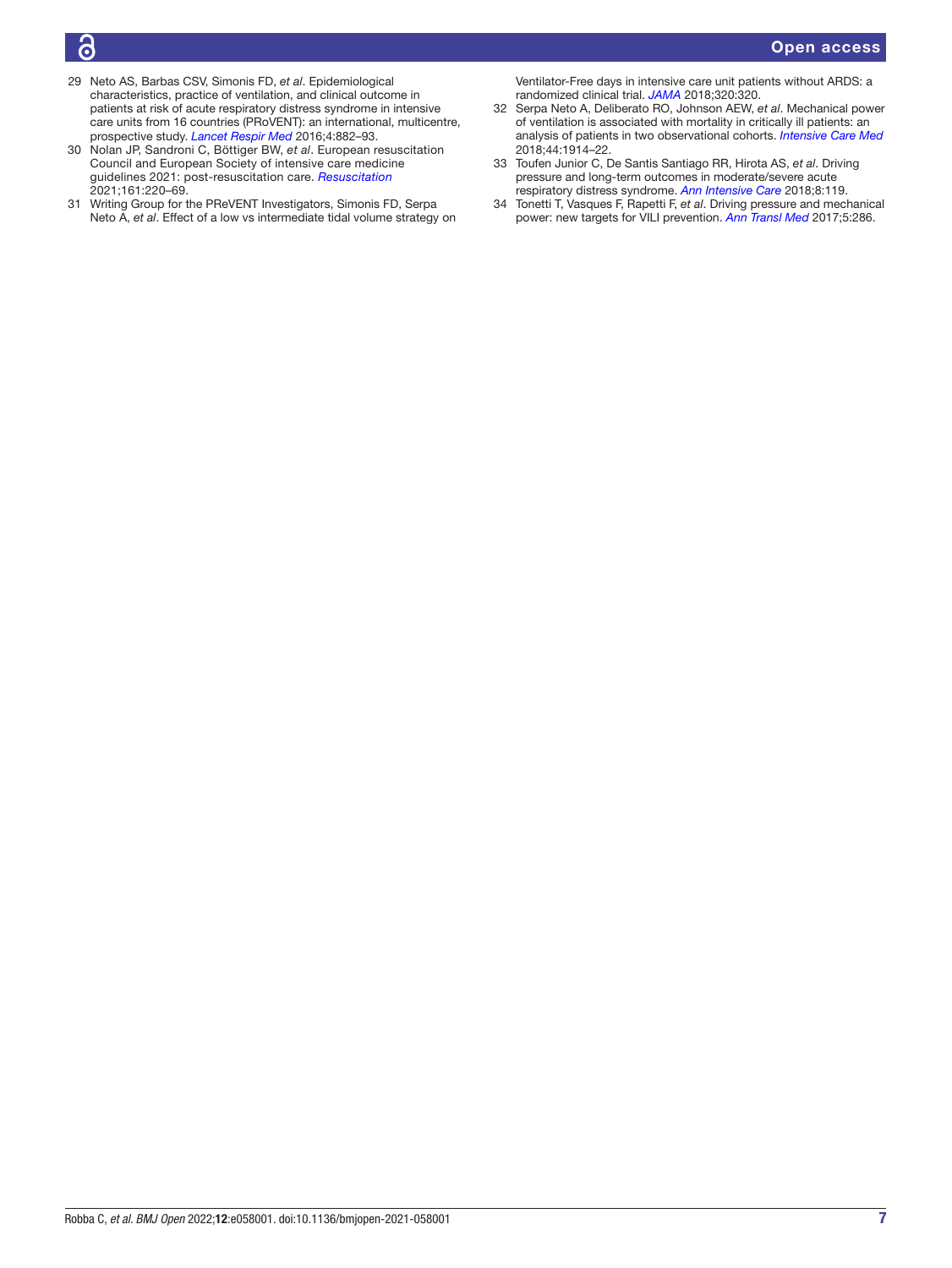29 Neto AS, Barbas CSV, Simonis FD, *et al*. Epidemiological characteristics, practice of ventilation, and clinical outcome in patients at risk of acute respiratory distress syndrome in intensive care units from 16 countries (PRoVENT): an international, multicentre, prospective study. *Lancet Respir Med* 2016;4:882–93.

30 Nolan JP, Sandroni C, Böttiger BW, *et al*. European resuscitation Council and European Society of intensive care medicine guidelines 2021: post-resuscitation care. *Resuscitation* 2021;161:220–69.

31 Writing Group for the PReVENT Investigators, Simonis FD, Serpa Neto A, *et al*. Effect of a low vs intermediate tidal volume strategy on Ventilator-Free days in intensive care unit patients without ARDS: a randomized clinical trial. *JAMA* 2018;320:320.

32 Serpa Neto A, Deliberato RO, Johnson AEW, *et al*. Mechanical power of ventilation is associated with mortality in critically ill patients: an analysis of patients in two observational cohorts. *Intensive Care Med* 2018;44:1914–22.

33 Toufen Junior C, De Santis Santiago RR, Hirota AS, *et al*. Driving pressure and long-term outcomes in moderate/severe acute respiratory distress syndrome. *Ann Intensive Care* 2018;8:119.

34 Tonetti T, Vasques F, Rapetti F, *et al*. Driving pressure and mechanical power: new targets for VILI prevention. *Ann Transl Med* 2017;5:286.